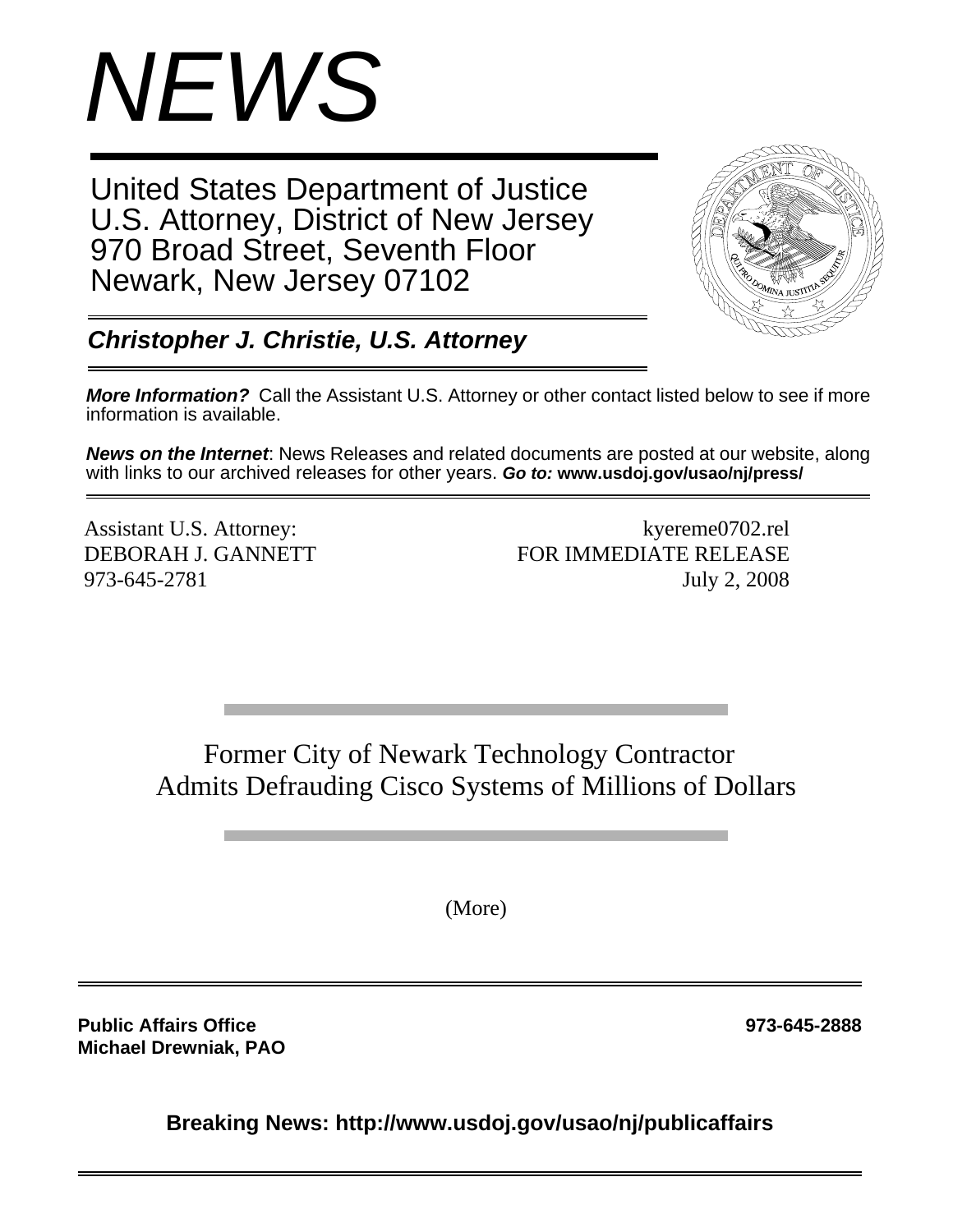# *NEWS*

United States Department of Justice
U.S. Attorney, District of New Jersey
970 Broad Street, Seventh Floor
Newark, New Jersey 07102

***Christopher J. Christie, U.S. Attorney***

***More Information?*** Call the Assistant U.S. Attorney or other contact listed below to see if more information is available.

***News on the Internet***: News Releases and related documents are posted at our website, along with links to our archived releases for other years. ***Go to:*** **www.usdoj.gov/usao/nj/press/**

Assistant U.S. Attorney:
DEBORAH J. GANNETT
973-645-2781

kyereme0702.rel
FOR IMMEDIATE RELEASE
July 2, 2008

## Former City of Newark Technology Contractor Admits Defrauding Cisco Systems of Millions of Dollars

(More)

**Public Affairs Office** **973-645-2888**
**Michael Drewniak, PAO**

**Breaking News: http://www.usdoj.gov/usao/nj/publicaffairs**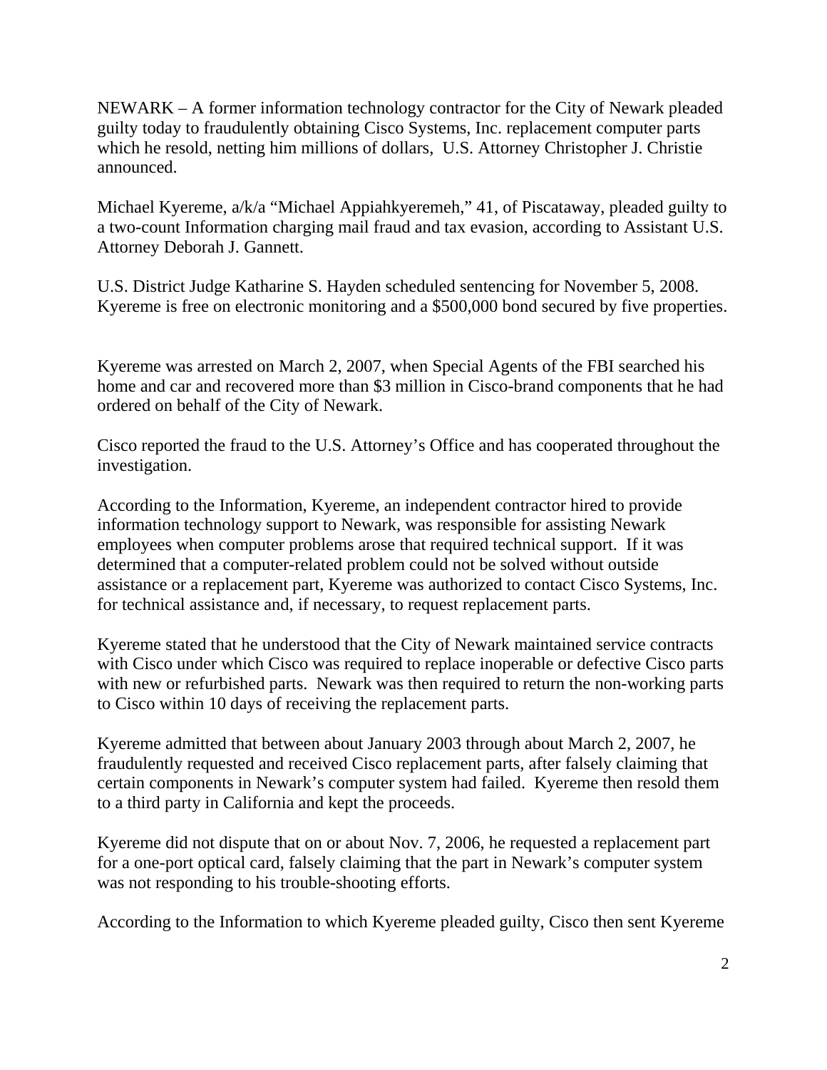NEWARK – A former information technology contractor for the City of Newark pleaded guilty today to fraudulently obtaining Cisco Systems, Inc. replacement computer parts which he resold, netting him millions of dollars, U.S. Attorney Christopher J. Christie announced.

Michael Kyereme, a/k/a "Michael Appiahkyeremeh," 41, of Piscataway, pleaded guilty to a two-count Information charging mail fraud and tax evasion, according to Assistant U.S. Attorney Deborah J. Gannett.

U.S. District Judge Katharine S. Hayden scheduled sentencing for November 5, 2008. Kyereme is free on electronic monitoring and a $500,000 bond secured by five properties.

Kyereme was arrested on March 2, 2007, when Special Agents of the FBI searched his home and car and recovered more than $3 million in Cisco-brand components that he had ordered on behalf of the City of Newark.

Cisco reported the fraud to the U.S. Attorney's Office and has cooperated throughout the investigation.

According to the Information, Kyereme, an independent contractor hired to provide information technology support to Newark, was responsible for assisting Newark employees when computer problems arose that required technical support. If it was determined that a computer-related problem could not be solved without outside assistance or a replacement part, Kyereme was authorized to contact Cisco Systems, Inc. for technical assistance and, if necessary, to request replacement parts.

Kyereme stated that he understood that the City of Newark maintained service contracts with Cisco under which Cisco was required to replace inoperable or defective Cisco parts with new or refurbished parts. Newark was then required to return the non-working parts to Cisco within 10 days of receiving the replacement parts.

Kyereme admitted that between about January 2003 through about March 2, 2007, he fraudulently requested and received Cisco replacement parts, after falsely claiming that certain components in Newark's computer system had failed. Kyereme then resold them to a third party in California and kept the proceeds.

Kyereme did not dispute that on or about Nov. 7, 2006, he requested a replacement part for a one-port optical card, falsely claiming that the part in Newark's computer system was not responding to his trouble-shooting efforts.

According to the Information to which Kyereme pleaded guilty, Cisco then sent Kyereme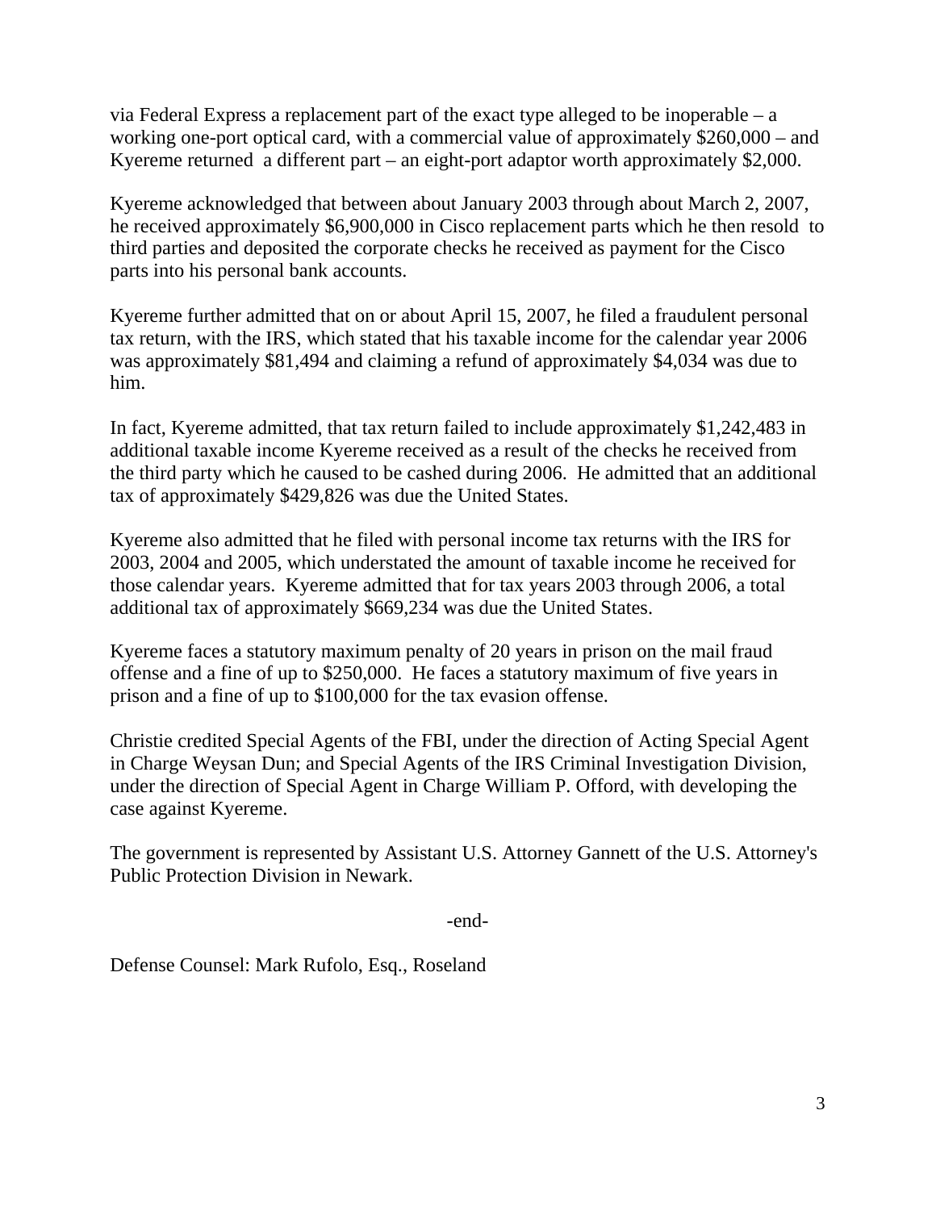via Federal Express a replacement part of the exact type alleged to be inoperable – a working one-port optical card, with a commercial value of approximately $260,000 – and Kyereme returned a different part – an eight-port adaptor worth approximately $2,000.

Kyereme acknowledged that between about January 2003 through about March 2, 2007, he received approximately $6,900,000 in Cisco replacement parts which he then resold to third parties and deposited the corporate checks he received as payment for the Cisco parts into his personal bank accounts.

Kyereme further admitted that on or about April 15, 2007, he filed a fraudulent personal tax return, with the IRS, which stated that his taxable income for the calendar year 2006 was approximately $81,494 and claiming a refund of approximately $4,034 was due to him.

In fact, Kyereme admitted, that tax return failed to include approximately $1,242,483 in additional taxable income Kyereme received as a result of the checks he received from the third party which he caused to be cashed during 2006. He admitted that an additional tax of approximately $429,826 was due the United States.

Kyereme also admitted that he filed with personal income tax returns with the IRS for 2003, 2004 and 2005, which understated the amount of taxable income he received for those calendar years. Kyereme admitted that for tax years 2003 through 2006, a total additional tax of approximately $669,234 was due the United States.

Kyereme faces a statutory maximum penalty of 20 years in prison on the mail fraud offense and a fine of up to $250,000. He faces a statutory maximum of five years in prison and a fine of up to $100,000 for the tax evasion offense.

Christie credited Special Agents of the FBI, under the direction of Acting Special Agent in Charge Weysan Dun; and Special Agents of the IRS Criminal Investigation Division, under the direction of Special Agent in Charge William P. Offord, with developing the case against Kyereme.

The government is represented by Assistant U.S. Attorney Gannett of the U.S. Attorney's Public Protection Division in Newark.

-end-

Defense Counsel: Mark Rufolo, Esq., Roseland